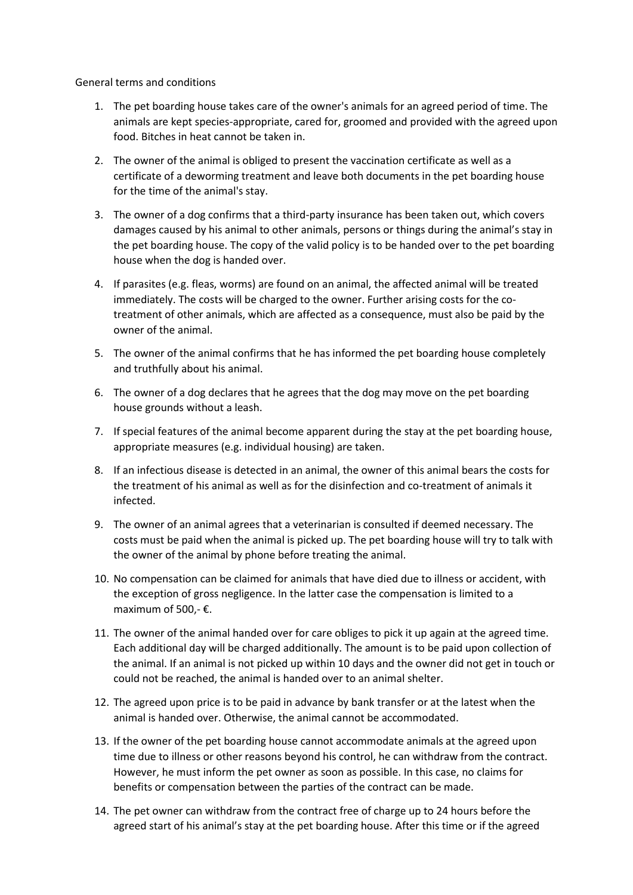General terms and conditions

1. The pet boarding house takes care of the owner's animals for an agreed period of time. The animals are kept species-appropriate, cared for, groomed and provided with the agreed upon food. Bitches in heat cannot be taken in.
2. The owner of the animal is obliged to present the vaccination certificate as well as a certificate of a deworming treatment and leave both documents in the pet boarding house for the time of the animal's stay.
3. The owner of a dog confirms that a third-party insurance has been taken out, which covers damages caused by his animal to other animals, persons or things during the animal's stay in the pet boarding house. The copy of the valid policy is to be handed over to the pet boarding house when the dog is handed over.
4. If parasites (e.g. fleas, worms) are found on an animal, the affected animal will be treated immediately. The costs will be charged to the owner. Further arising costs for the co-treatment of other animals, which are affected as a consequence, must also be paid by the owner of the animal.
5. The owner of the animal confirms that he has informed the pet boarding house completely and truthfully about his animal.
6. The owner of a dog declares that he agrees that the dog may move on the pet boarding house grounds without a leash.
7. If special features of the animal become apparent during the stay at the pet boarding house, appropriate measures (e.g. individual housing) are taken.
8. If an infectious disease is detected in an animal, the owner of this animal bears the costs for the treatment of his animal as well as for the disinfection and co-treatment of animals it infected.
9. The owner of an animal agrees that a veterinarian is consulted if deemed necessary. The costs must be paid when the animal is picked up. The pet boarding house will try to talk with the owner of the animal by phone before treating the animal.
10. No compensation can be claimed for animals that have died due to illness or accident, with the exception of gross negligence. In the latter case the compensation is limited to a maximum of 500,- €.
11. The owner of the animal handed over for care obliges to pick it up again at the agreed time. Each additional day will be charged additionally. The amount is to be paid upon collection of the animal. If an animal is not picked up within 10 days and the owner did not get in touch or could not be reached, the animal is handed over to an animal shelter.
12. The agreed upon price is to be paid in advance by bank transfer or at the latest when the animal is handed over. Otherwise, the animal cannot be accommodated.
13. If the owner of the pet boarding house cannot accommodate animals at the agreed upon time due to illness or other reasons beyond his control, he can withdraw from the contract. However, he must inform the pet owner as soon as possible. In this case, no claims for benefits or compensation between the parties of the contract can be made.
14. The pet owner can withdraw from the contract free of charge up to 24 hours before the agreed start of his animal's stay at the pet boarding house. After this time or if the agreed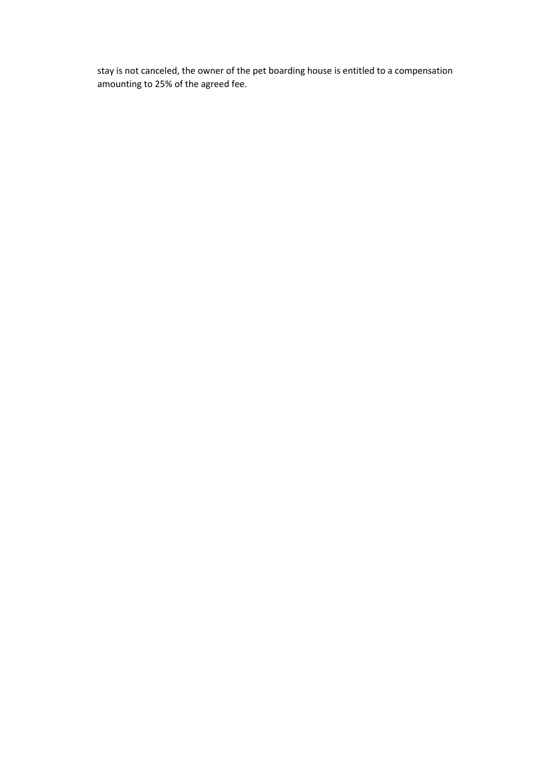stay is not canceled, the owner of the pet boarding house is entitled to a compensation amounting to 25% of the agreed fee.